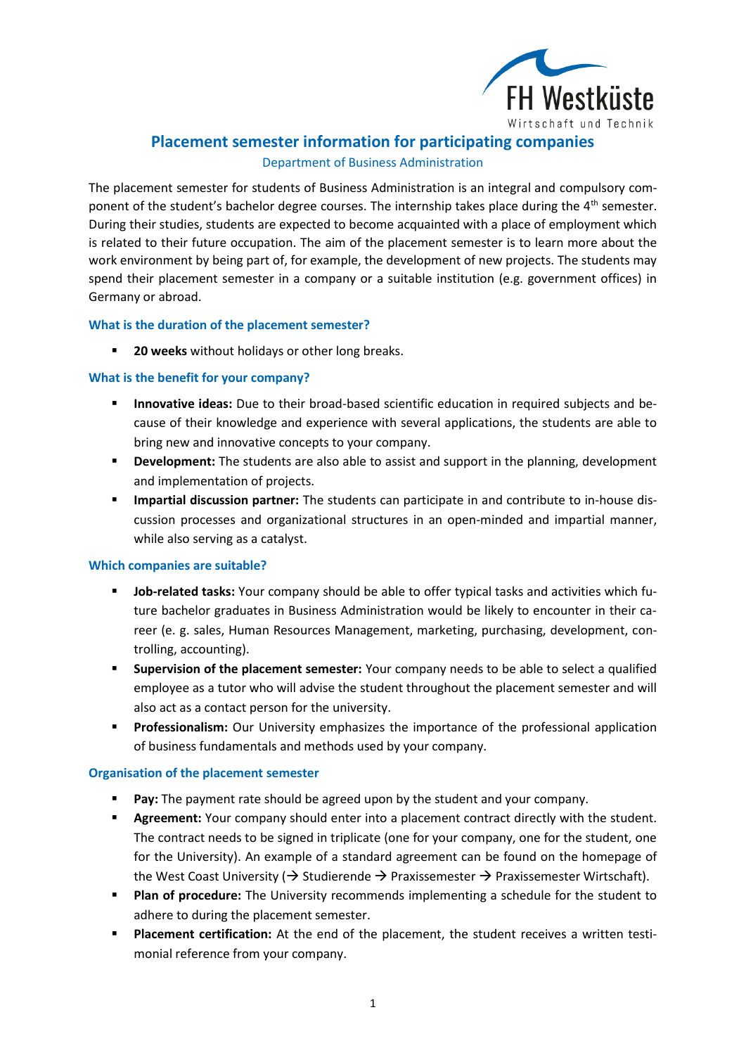# Placement semester information for participating companies

Department of Business Administration

The placement semester for students of Business Administration is an integral and compulsory component of the student's bachelor degree courses. The internship takes place during the 4th semester. During their studies, students are expected to become acquainted with a place of employment which is related to their future occupation. The aim of the placement semester is to learn more about the work environment by being part of, for example, the development of new projects. The students may spend their placement semester in a company or a suitable institution (e.g. government offices) in Germany or abroad.

### What is the duration of the placement semester?

- **20 weeks** without holidays or other long breaks.

### What is the benefit for your company?

- **Innovative ideas:** Due to their broad-based scientific education in required subjects and because of their knowledge and experience with several applications, the students are able to bring new and innovative concepts to your company.
- **Development:** The students are also able to assist and support in the planning, development and implementation of projects.
- **Impartial discussion partner:** The students can participate in and contribute to in-house discussion processes and organizational structures in an open-minded and impartial manner, while also serving as a catalyst.

### Which companies are suitable?

- **Job-related tasks:** Your company should be able to offer typical tasks and activities which future bachelor graduates in Business Administration would be likely to encounter in their career (e. g. sales, Human Resources Management, marketing, purchasing, development, controlling, accounting).
- **Supervision of the placement semester:** Your company needs to be able to select a qualified employee as a tutor who will advise the student throughout the placement semester and will also act as a contact person for the university.
- **Professionalism:** Our University emphasizes the importance of the professional application of business fundamentals and methods used by your company.

### Organisation of the placement semester

- **Pay:** The payment rate should be agreed upon by the student and your company.
- **Agreement:** Your company should enter into a placement contract directly with the student. The contract needs to be signed in triplicate (one for your company, one for the student, one for the University). An example of a standard agreement can be found on the homepage of the West Coast University (→ Studierende → Praxissemester → Praxissemester Wirtschaft).
- **Plan of procedure:** The University recommends implementing a schedule for the student to adhere to during the placement semester.
- **Placement certification:** At the end of the placement, the student receives a written testimonial reference from your company.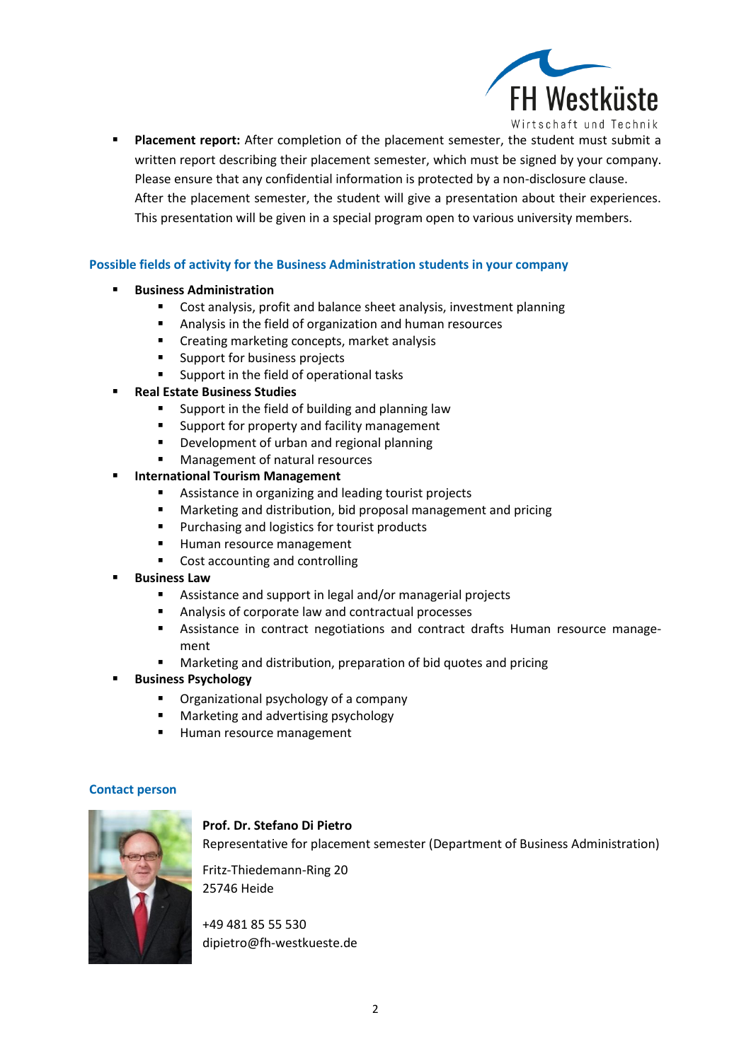- **Placement report:** After completion of the placement semester, the student must submit a written report describing their placement semester, which must be signed by your company. Please ensure that any confidential information is protected by a non-disclosure clause.
  After the placement semester, the student will give a presentation about their experiences. This presentation will be given in a special program open to various university members.

## Possible fields of activity for the Business Administration students in your company

- **Business Administration**
  - Cost analysis, profit and balance sheet analysis, investment planning
  - Analysis in the field of organization and human resources
  - Creating marketing concepts, market analysis
  - Support for business projects
  - Support in the field of operational tasks
- **Real Estate Business Studies**
  - Support in the field of building and planning law
  - Support for property and facility management
  - Development of urban and regional planning
  - Management of natural resources
- **International Tourism Management**
  - Assistance in organizing and leading tourist projects
  - Marketing and distribution, bid proposal management and pricing
  - Purchasing and logistics for tourist products
  - Human resource management
  - Cost accounting and controlling
- **Business Law**
  - Assistance and support in legal and/or managerial projects
  - Analysis of corporate law and contractual processes
  - Assistance in contract negotiations and contract drafts Human resource management
  - Marketing and distribution, preparation of bid quotes and pricing
- **Business Psychology**
  - Organizational psychology of a company
  - Marketing and advertising psychology
  - Human resource management

## Contact person

**Prof. Dr. Stefano Di Pietro**
Representative for placement semester (Department of Business Administration)

Fritz-Thiedemann-Ring 20
25746 Heide

+49 481 85 55 530
dipietro@fh-westkueste.de